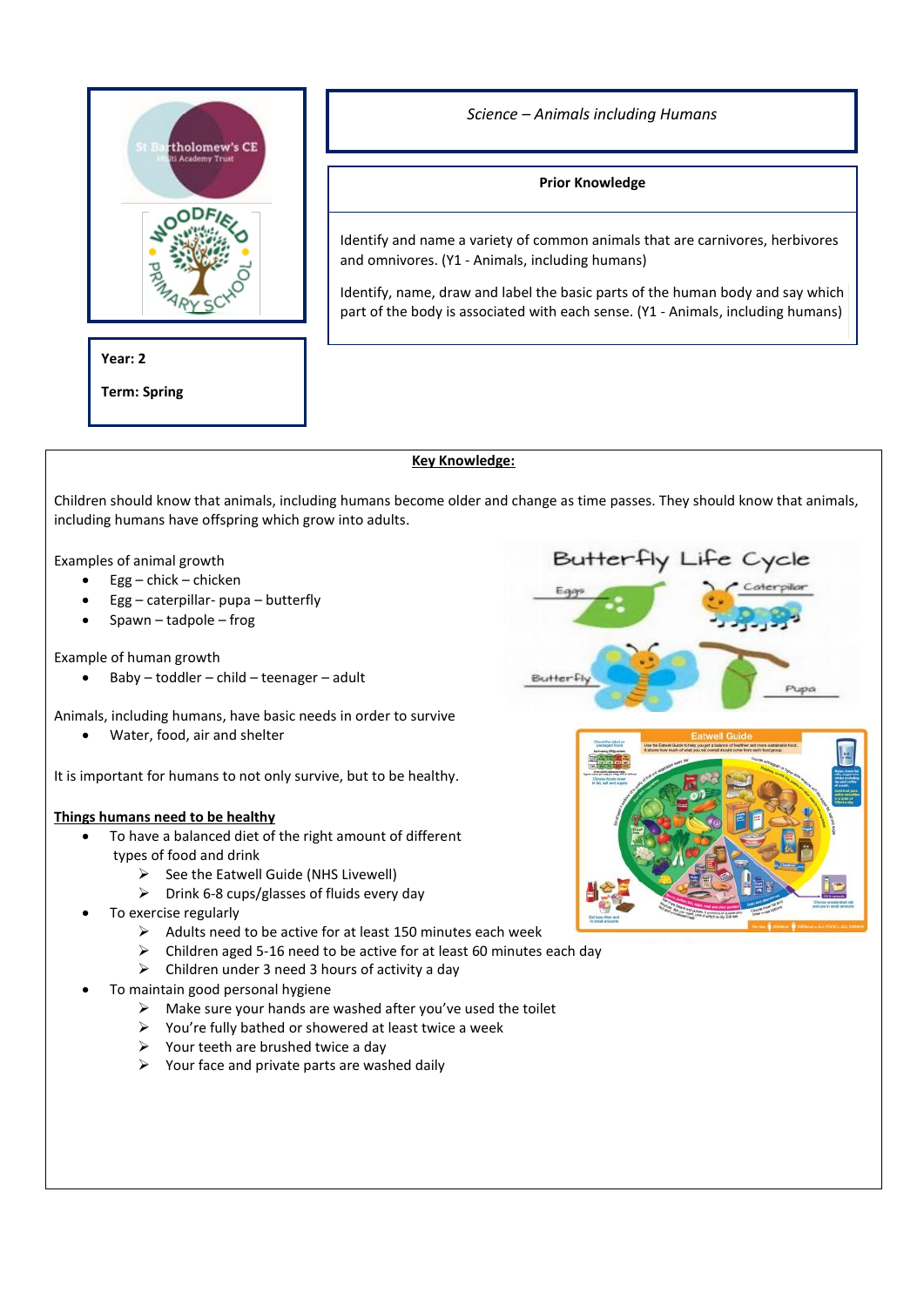St Bartholomew's CE Multi Academy Trust

WOODFIELD PRIMARY SCHOOL

*Science – Animals including Humans*

**Prior Knowledge**

Identify and name a variety of common animals that are carnivores, herbivores and omnivores. (Y1 - Animals, including humans)

Identify, name, draw and label the basic parts of the human body and say which part of the body is associated with each sense. (Y1 - Animals, including humans)

**Year: 2**

**Term: Spring**

**Key Knowledge:**

Children should know that animals, including humans become older and change as time passes. They should know that animals, including humans have offspring which grow into adults.

Examples of animal growth

- Egg – chick – chicken
- Egg – caterpillar- pupa – butterfly
- Spawn – tadpole – frog

Example of human growth

- Baby – toddler – child – teenager – adult

Butterfly Life Cycle

Eggs, Caterpillar, Pupa, Butterfly

Animals, including humans, have basic needs in order to survive

- Water, food, air and shelter

It is important for humans to not only survive, but to be healthy.

Eatwell Guide

**Things humans need to be healthy**

- To have a balanced diet of the right amount of different types of food and drink
  - See the Eatwell Guide (NHS Livewell)
  - Drink 6-8 cups/glasses of fluids every day
- To exercise regularly
  - Adults need to be active for at least 150 minutes each week
  - Children aged 5-16 need to be active for at least 60 minutes each day
  - Children under 3 need 3 hours of activity a day
- To maintain good personal hygiene
  - Make sure your hands are washed after you've used the toilet
  - You're fully bathed or showered at least twice a week
  - Your teeth are brushed twice a day
  - Your face and private parts are washed daily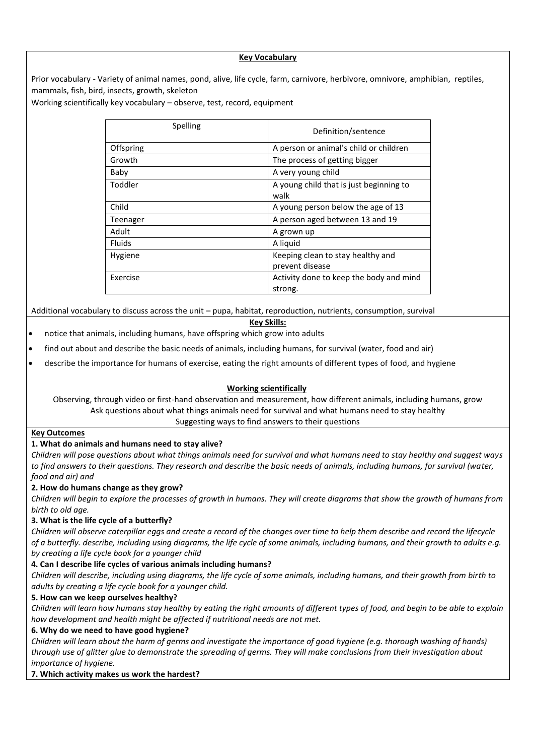## Key Vocabulary

Prior vocabulary - Variety of animal names, pond, alive, life cycle, farm, carnivore, herbivore, omnivore, amphibian, reptiles, mammals, fish, bird, insects, growth, skeleton

Working scientifically key vocabulary – observe, test, record, equipment

| Spelling | Definition/sentence |
|---|---|
| Offspring | A person or animal's child or children |
| Growth | The process of getting bigger |
| Baby | A very young child |
| Toddler | A young child that is just beginning to walk |
| Child | A young person below the age of 13 |
| Teenager | A person aged between 13 and 19 |
| Adult | A grown up |
| Fluids | A liquid |
| Hygiene | Keeping clean to stay healthy and prevent disease |
| Exercise | Activity done to keep the body and mind strong. |

Additional vocabulary to discuss across the unit – pupa, habitat, reproduction, nutrients, consumption, survival

## Key Skills:

- notice that animals, including humans, have offspring which grow into adults
- find out about and describe the basic needs of animals, including humans, for survival (water, food and air)
- describe the importance for humans of exercise, eating the right amounts of different types of food, and hygiene

## Working scientifically

Observing, through video or first-hand observation and measurement, how different animals, including humans, grow

Ask questions about what things animals need for survival and what humans need to stay healthy

Suggesting ways to find answers to their questions

## Key Outcomes

**1. What do animals and humans need to stay alive?**

*Children will pose questions about what things animals need for survival and what humans need to stay healthy and suggest ways to find answers to their questions. They research and describe the basic needs of animals, including humans, for survival (water, food and air) and*

**2. How do humans change as they grow?**

*Children will begin to explore the processes of growth in humans. They will create diagrams that show the growth of humans from birth to old age.*

**3. What is the life cycle of a butterfly?**

*Children will observe caterpillar eggs and create a record of the changes over time to help them describe and record the lifecycle of a butterfly. describe, including using diagrams, the life cycle of some animals, including humans, and their growth to adults e.g. by creating a life cycle book for a younger child*

**4. Can I describe life cycles of various animals including humans?**

*Children will describe, including using diagrams, the life cycle of some animals, including humans, and their growth from birth to adults by creating a life cycle book for a younger child.*

**5. How can we keep ourselves healthy?**

*Children will learn how humans stay healthy by eating the right amounts of different types of food, and begin to be able to explain how development and health might be affected if nutritional needs are not met.*

**6. Why do we need to have good hygiene?**

*Children will learn about the harm of germs and investigate the importance of good hygiene (e.g. thorough washing of hands) through use of glitter glue to demonstrate the spreading of germs. They will make conclusions from their investigation about importance of hygiene.*

**7. Which activity makes us work the hardest?**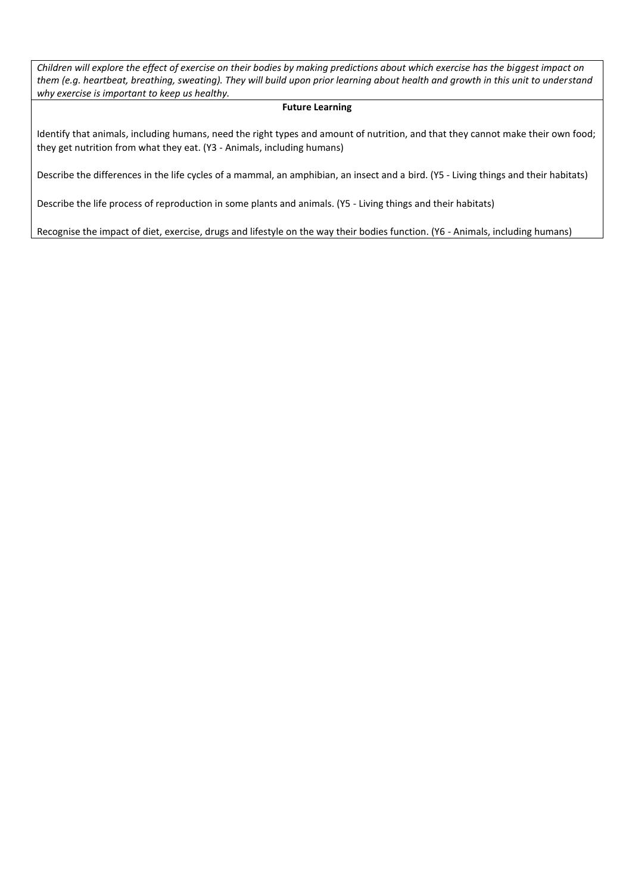*Children will explore the effect of exercise on their bodies by making predictions about which exercise has the biggest impact on them (e.g. heartbeat, breathing, sweating). They will build upon prior learning about health and growth in this unit to understand why exercise is important to keep us healthy.*

**Future Learning**

Identify that animals, including humans, need the right types and amount of nutrition, and that they cannot make their own food; they get nutrition from what they eat. (Y3 - Animals, including humans)

Describe the differences in the life cycles of a mammal, an amphibian, an insect and a bird. (Y5 - Living things and their habitats)

Describe the life process of reproduction in some plants and animals. (Y5 - Living things and their habitats)

Recognise the impact of diet, exercise, drugs and lifestyle on the way their bodies function. (Y6 - Animals, including humans)